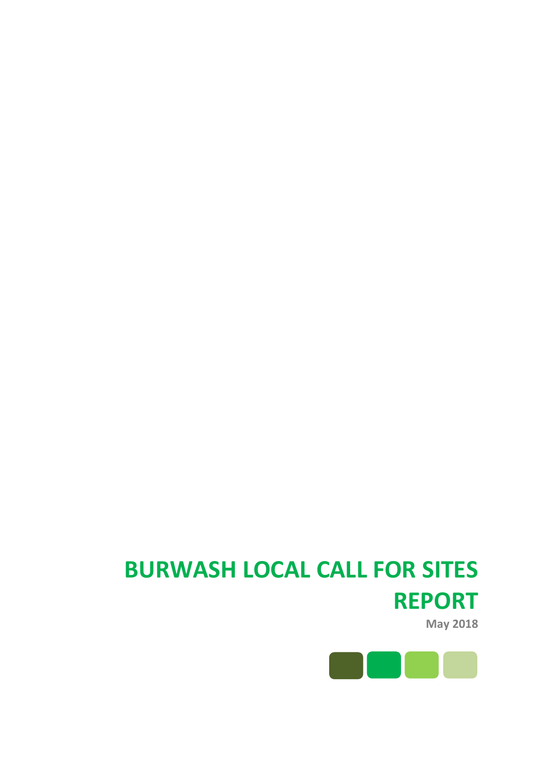# BURWASH LOCAL CALL FOR SITES REPORT

**May 2018**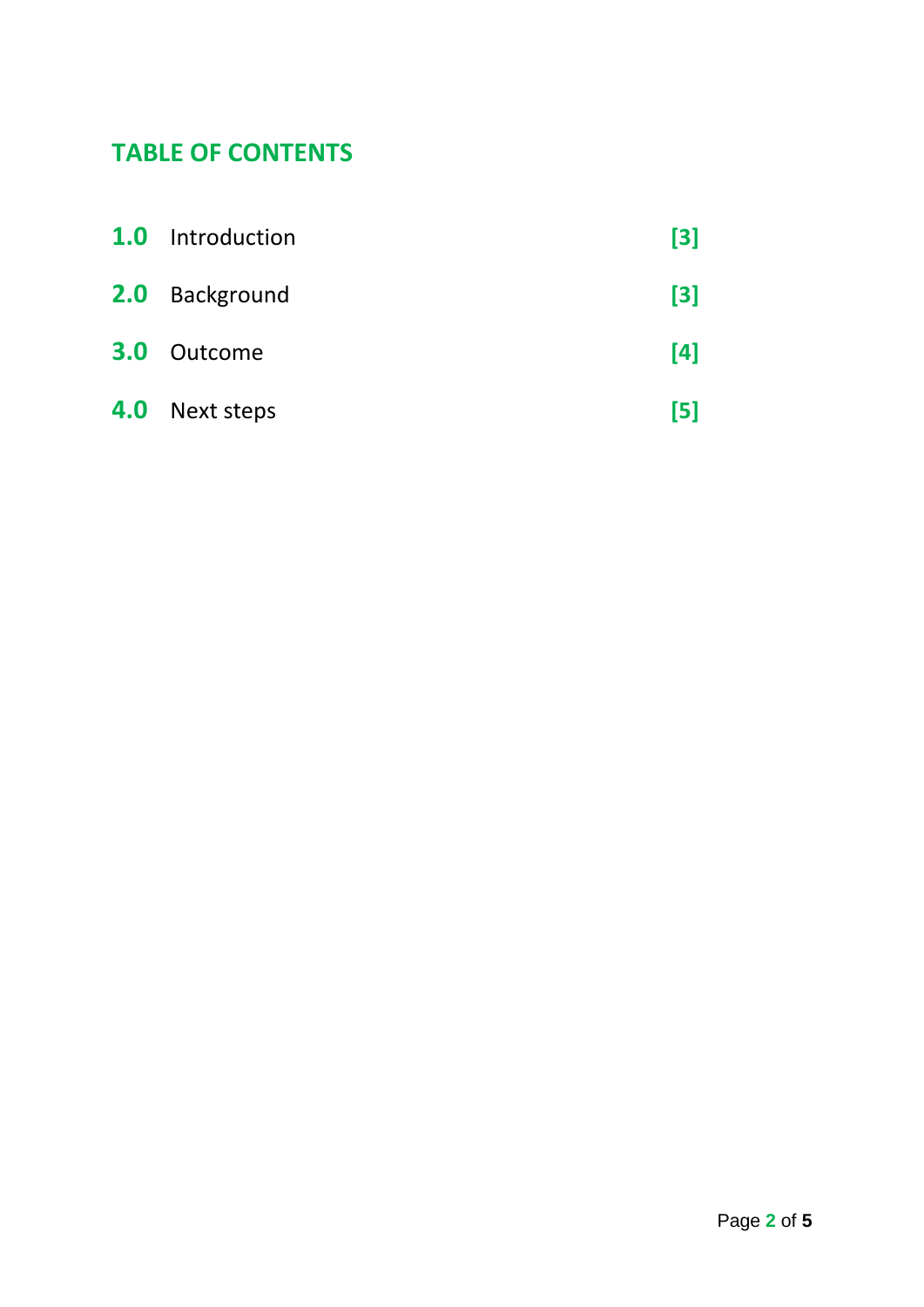## TABLE OF CONTENTS

| | | |
|---|---|---|
| **1.0** | Introduction | **[3]** |
| **2.0** | Background | **[3]** |
| **3.0** | Outcome | **[4]** |
| **4.0** | Next steps | **[5]** |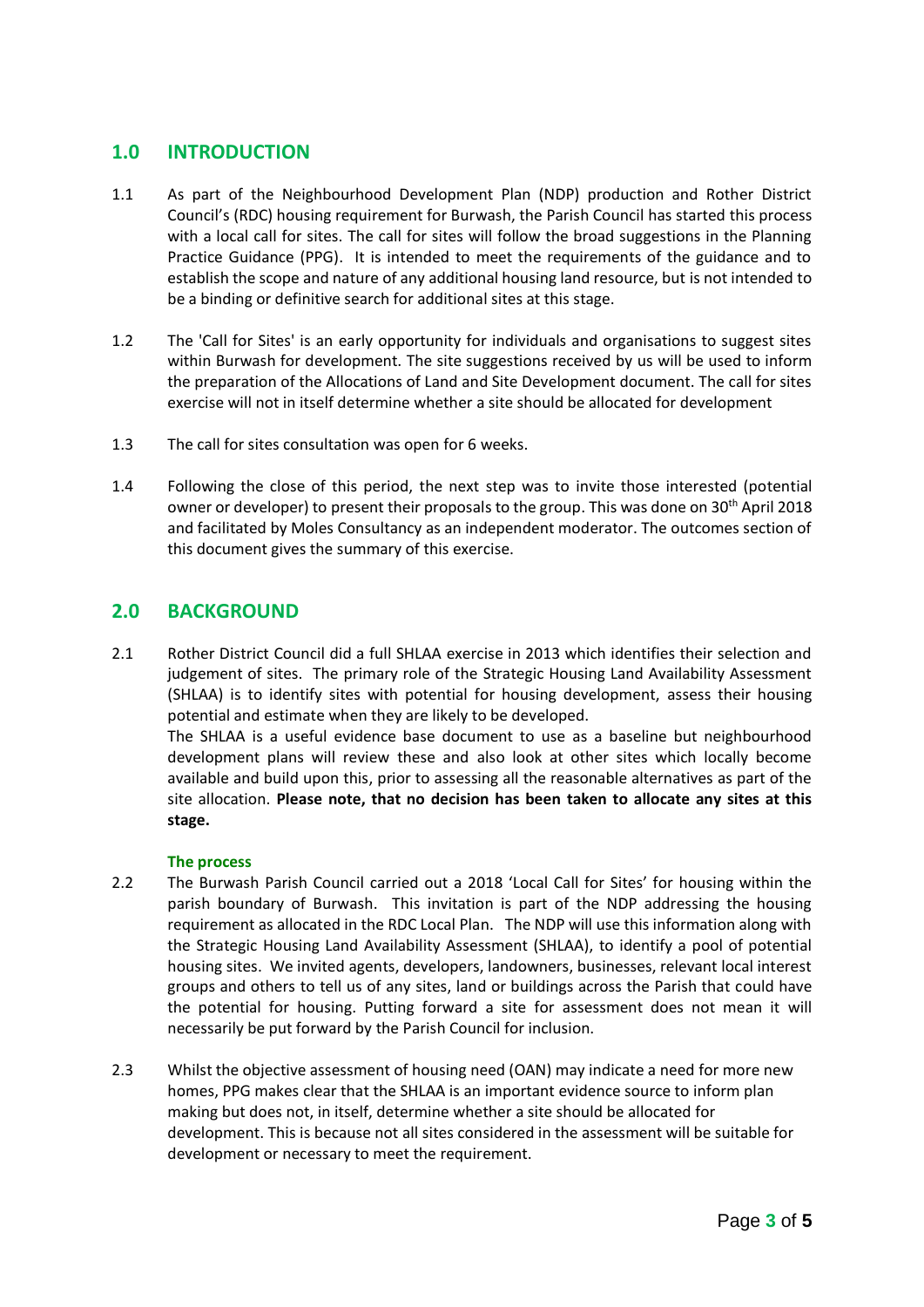## 1.0 INTRODUCTION

1.1 As part of the Neighbourhood Development Plan (NDP) production and Rother District Council's (RDC) housing requirement for Burwash, the Parish Council has started this process with a local call for sites. The call for sites will follow the broad suggestions in the Planning Practice Guidance (PPG). It is intended to meet the requirements of the guidance and to establish the scope and nature of any additional housing land resource, but is not intended to be a binding or definitive search for additional sites at this stage.

1.2 The 'Call for Sites' is an early opportunity for individuals and organisations to suggest sites within Burwash for development. The site suggestions received by us will be used to inform the preparation of the Allocations of Land and Site Development document. The call for sites exercise will not in itself determine whether a site should be allocated for development

1.3 The call for sites consultation was open for 6 weeks.

1.4 Following the close of this period, the next step was to invite those interested (potential owner or developer) to present their proposals to the group. This was done on 30th April 2018 and facilitated by Moles Consultancy as an independent moderator. The outcomes section of this document gives the summary of this exercise.

## 2.0 BACKGROUND

2.1 Rother District Council did a full SHLAA exercise in 2013 which identifies their selection and judgement of sites. The primary role of the Strategic Housing Land Availability Assessment (SHLAA) is to identify sites with potential for housing development, assess their housing potential and estimate when they are likely to be developed.

The SHLAA is a useful evidence base document to use as a baseline but neighbourhood development plans will review these and also look at other sites which locally become available and build upon this, prior to assessing all the reasonable alternatives as part of the site allocation. **Please note, that no decision has been taken to allocate any sites at this stage.**

### The process

2.2 The Burwash Parish Council carried out a 2018 'Local Call for Sites' for housing within the parish boundary of Burwash. This invitation is part of the NDP addressing the housing requirement as allocated in the RDC Local Plan. The NDP will use this information along with the Strategic Housing Land Availability Assessment (SHLAA), to identify a pool of potential housing sites. We invited agents, developers, landowners, businesses, relevant local interest groups and others to tell us of any sites, land or buildings across the Parish that could have the potential for housing. Putting forward a site for assessment does not mean it will necessarily be put forward by the Parish Council for inclusion.

2.3 Whilst the objective assessment of housing need (OAN) may indicate a need for more new homes, PPG makes clear that the SHLAA is an important evidence source to inform plan making but does not, in itself, determine whether a site should be allocated for development. This is because not all sites considered in the assessment will be suitable for development or necessary to meet the requirement.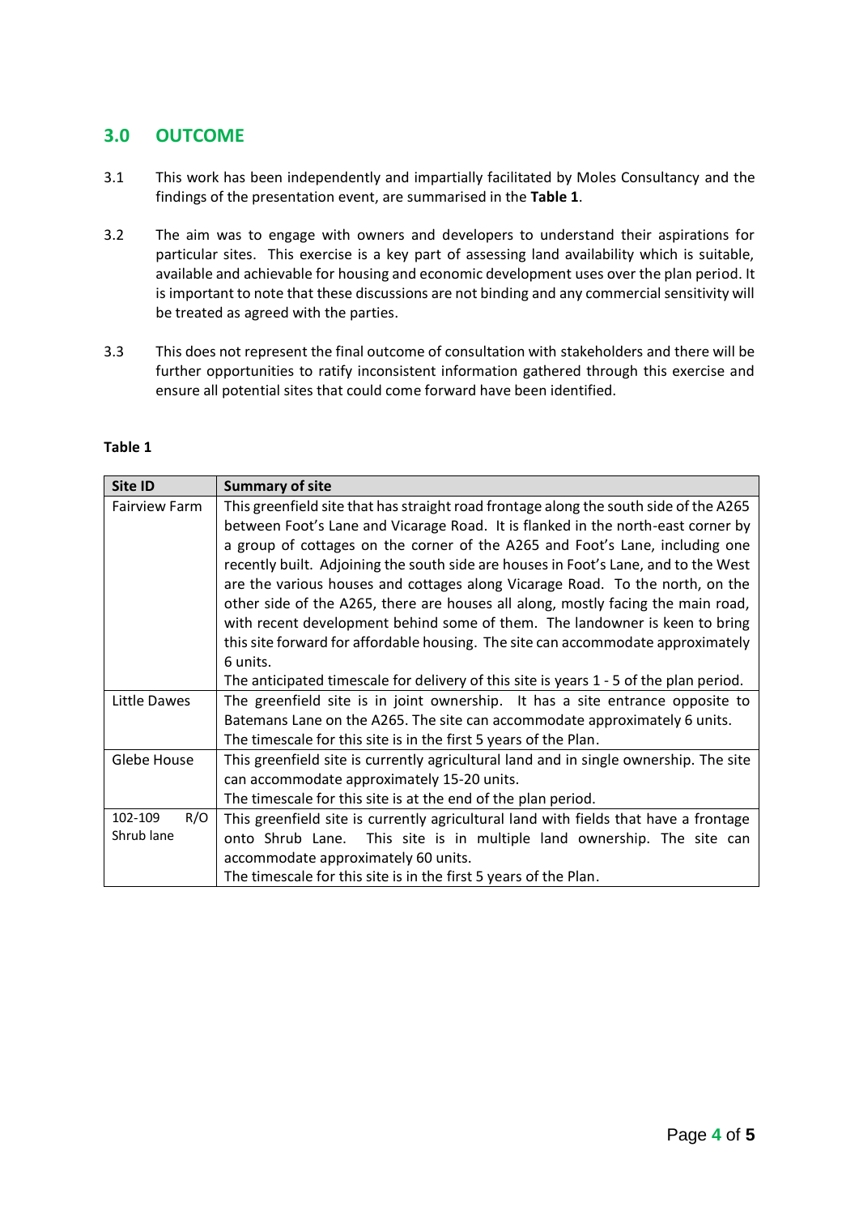## 3.0 OUTCOME

3.1 This work has been independently and impartially facilitated by Moles Consultancy and the findings of the presentation event, are summarised in the **Table 1**.

3.2 The aim was to engage with owners and developers to understand their aspirations for particular sites. This exercise is a key part of assessing land availability which is suitable, available and achievable for housing and economic development uses over the plan period. It is important to note that these discussions are not binding and any commercial sensitivity will be treated as agreed with the parties.

3.3 This does not represent the final outcome of consultation with stakeholders and there will be further opportunities to ratify inconsistent information gathered through this exercise and ensure all potential sites that could come forward have been identified.

**Table 1**

| Site ID | Summary of site |
|---|---|
| Fairview Farm | This greenfield site that has straight road frontage along the south side of the A265 between Foot's Lane and Vicarage Road. It is flanked in the north-east corner by a group of cottages on the corner of the A265 and Foot's Lane, including one recently built. Adjoining the south side are houses in Foot's Lane, and to the West are the various houses and cottages along Vicarage Road. To the north, on the other side of the A265, there are houses all along, mostly facing the main road, with recent development behind some of them. The landowner is keen to bring this site forward for affordable housing. The site can accommodate approximately 6 units.<br>The anticipated timescale for delivery of this site is years 1 - 5 of the plan period. |
| Little Dawes | The greenfield site is in joint ownership. It has a site entrance opposite to Batemans Lane on the A265. The site can accommodate approximately 6 units.<br>The timescale for this site is in the first 5 years of the Plan. |
| Glebe House | This greenfield site is currently agricultural land and in single ownership. The site can accommodate approximately 15-20 units.<br>The timescale for this site is at the end of the plan period. |
| 102-109 R/O Shrub lane | This greenfield site is currently agricultural land with fields that have a frontage onto Shrub Lane. This site is in multiple land ownership. The site can accommodate approximately 60 units.<br>The timescale for this site is in the first 5 years of the Plan. |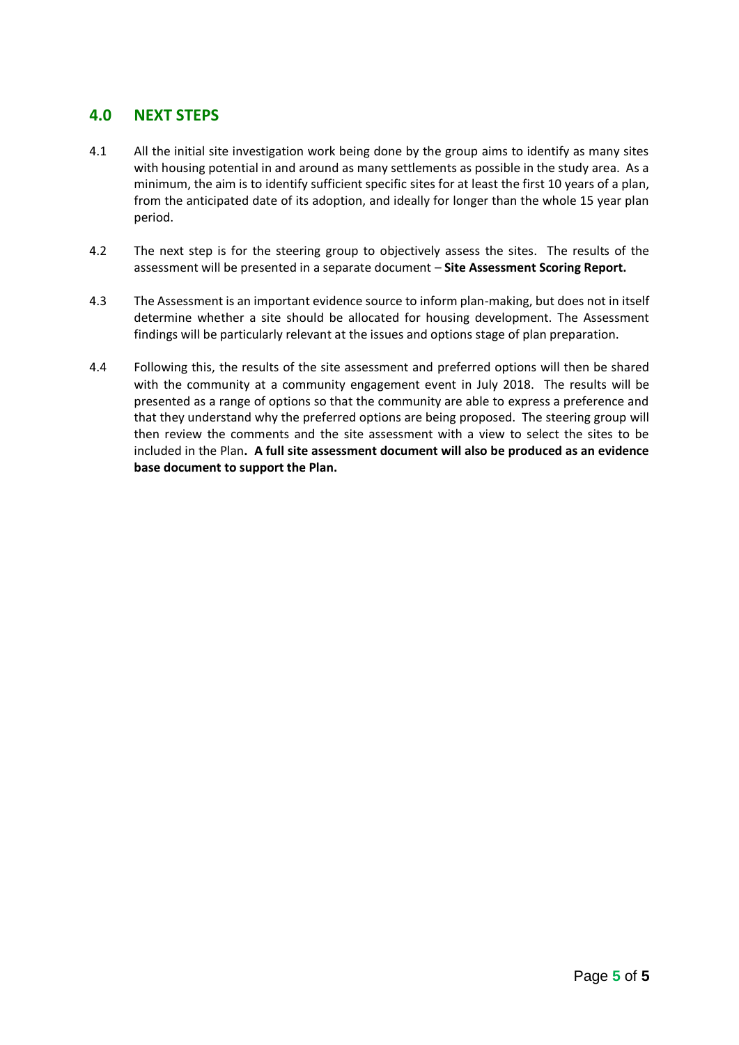## 4.0 NEXT STEPS

4.1 All the initial site investigation work being done by the group aims to identify as many sites with housing potential in and around as many settlements as possible in the study area. As a minimum, the aim is to identify sufficient specific sites for at least the first 10 years of a plan, from the anticipated date of its adoption, and ideally for longer than the whole 15 year plan period.

4.2 The next step is for the steering group to objectively assess the sites. The results of the assessment will be presented in a separate document – **Site Assessment Scoring Report.**

4.3 The Assessment is an important evidence source to inform plan-making, but does not in itself determine whether a site should be allocated for housing development. The Assessment findings will be particularly relevant at the issues and options stage of plan preparation.

4.4 Following this, the results of the site assessment and preferred options will then be shared with the community at a community engagement event in July 2018. The results will be presented as a range of options so that the community are able to express a preference and that they understand why the preferred options are being proposed. The steering group will then review the comments and the site assessment with a view to select the sites to be included in the Plan**. A full site assessment document will also be produced as an evidence base document to support the Plan.**